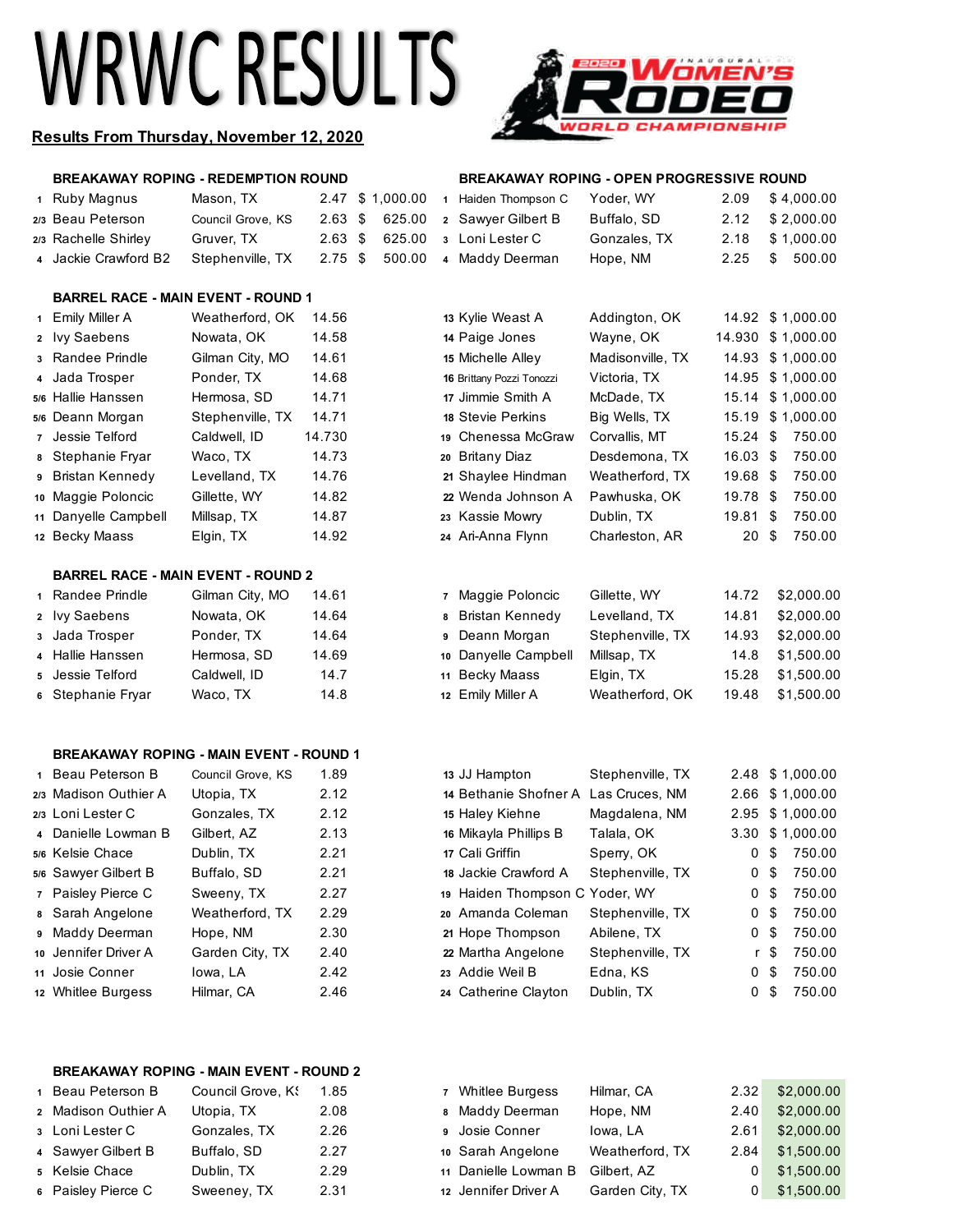# WRWC RESULTS

**Results From Thursday, November 12, 2020**

2020 Inaugural Women's Rodeo World Championship

### BREAKAWAY ROPING - REDEMPTION ROUND

| Place | Name | Hometown | Time | Payout |
|---|---|---|---|---|
| 1 | Ruby Magnus | Mason, TX | 2.47 | $ 1,000.00 |
| 2/3 | Beau Peterson | Council Grove, KS | 2.63 | $ 625.00 |
| 2/3 | Rachelle Shirley | Gruver, TX | 2.63 | $ 625.00 |
| 4 | Jackie Crawford B2 | Stephenville, TX | 2.75 | $ 500.00 |

### BREAKAWAY ROPING - OPEN PROGRESSIVE ROUND

| Place | Name | Hometown | Time | Payout |
|---|---|---|---|---|
| 1 | Haiden Thompson C | Yoder, WY | 2.09 | $ 4,000.00 |
| 2 | Sawyer Gilbert B | Buffalo, SD | 2.12 | $ 2,000.00 |
| 3 | Loni Lester C | Gonzales, TX | 2.18 | $ 1,000.00 |
| 4 | Maddy Deerman | Hope, NM | 2.25 | $ 500.00 |

### BARREL RACE - MAIN EVENT - ROUND 1

| Place | Name | Hometown | Time | Payout |
|---|---|---|---|---|
| 1 | Emily Miller A | Weatherford, OK | 14.56 | |
| 2 | Ivy Saebens | Nowata, OK | 14.58 | |
| 3 | Randee Prindle | Gilman City, MO | 14.61 | |
| 4 | Jada Trosper | Ponder, TX | 14.68 | |
| 5/6 | Hallie Hanssen | Hermosa, SD | 14.71 | |
| 5/6 | Deann Morgan | Stephenville, TX | 14.71 | |
| 7 | Jessie Telford | Caldwell, ID | 14.730 | |
| 8 | Stephanie Fryar | Waco, TX | 14.73 | |
| 9 | Bristan Kennedy | Levelland, TX | 14.76 | |
| 10 | Maggie Poloncic | Gillette, WY | 14.82 | |
| 11 | Danyelle Campbell | Millsap, TX | 14.87 | |
| 12 | Becky Maass | Elgin, TX | 14.92 | |
| 13 | Kylie Weast A | Addington, OK | 14.92 | $ 1,000.00 |
| 14 | Paige Jones | Wayne, OK | 14.930 | $ 1,000.00 |
| 15 | Michelle Alley | Madisonville, TX | 14.93 | $ 1,000.00 |
| 16 | Brittany Pozzi Tonozzi | Victoria, TX | 14.95 | $ 1,000.00 |
| 17 | Jimmie Smith A | McDade, TX | 15.14 | $ 1,000.00 |
| 18 | Stevie Perkins | Big Wells, TX | 15.19 | $ 1,000.00 |
| 19 | Chenessa McGraw | Corvallis, MT | 15.24 | $ 750.00 |
| 20 | Britany Diaz | Desdemona, TX | 16.03 | $ 750.00 |
| 21 | Shaylee Hindman | Weatherford, TX | 19.68 | $ 750.00 |
| 22 | Wenda Johnson A | Pawhuska, OK | 19.78 | $ 750.00 |
| 23 | Kassie Mowry | Dublin, TX | 19.81 | $ 750.00 |
| 24 | Ari-Anna Flynn | Charleston, AR | 20 | $ 750.00 |

### BARREL RACE - MAIN EVENT - ROUND 2

| Place | Name | Hometown | Time | Payout |
|---|---|---|---|---|
| 1 | Randee Prindle | Gilman City, MO | 14.61 | |
| 2 | Ivy Saebens | Nowata, OK | 14.64 | |
| 3 | Jada Trosper | Ponder, TX | 14.64 | |
| 4 | Hallie Hanssen | Hermosa, SD | 14.69 | |
| 5 | Jessie Telford | Caldwell, ID | 14.7 | |
| 6 | Stephanie Fryar | Waco, TX | 14.8 | |
| 7 | Maggie Poloncic | Gillette, WY | 14.72 | $2,000.00 |
| 8 | Bristan Kennedy | Levelland, TX | 14.81 | $2,000.00 |
| 9 | Deann Morgan | Stephenville, TX | 14.93 | $2,000.00 |
| 10 | Danyelle Campbell | Millsap, TX | 14.8 | $1,500.00 |
| 11 | Becky Maass | Elgin, TX | 15.28 | $1,500.00 |
| 12 | Emily Miller A | Weatherford, OK | 19.48 | $1,500.00 |

### BREAKAWAY ROPING - MAIN EVENT - ROUND 1

| Place | Name | Hometown | Time | Payout |
|---|---|---|---|---|
| 1 | Beau Peterson B | Council Grove, KS | 1.89 | |
| 2/3 | Madison Outhier A | Utopia, TX | 2.12 | |
| 2/3 | Loni Lester C | Gonzales, TX | 2.12 | |
| 4 | Danielle Lowman B | Gilbert, AZ | 2.13 | |
| 5/6 | Kelsie Chace | Dublin, TX | 2.21 | |
| 5/6 | Sawyer Gilbert B | Buffalo, SD | 2.21 | |
| 7 | Paisley Pierce C | Sweeny, TX | 2.27 | |
| 8 | Sarah Angelone | Weatherford, TX | 2.29 | |
| 9 | Maddy Deerman | Hope, NM | 2.30 | |
| 10 | Jennifer Driver A | Garden City, TX | 2.40 | |
| 11 | Josie Conner | Iowa, LA | 2.42 | |
| 12 | Whitlee Burgess | Hilmar, CA | 2.46 | |
| 13 | JJ Hampton | Stephenville, TX | 2.48 | $ 1,000.00 |
| 14 | Bethanie Shofner A | Las Cruces, NM | 2.66 | $ 1,000.00 |
| 15 | Haley Kiehne | Magdalena, NM | 2.95 | $ 1,000.00 |
| 16 | Mikayla Phillips B | Talala, OK | 3.30 | $ 1,000.00 |
| 17 | Cali Griffin | Sperry, OK | 0 | $ 750.00 |
| 18 | Jackie Crawford A | Stephenville, TX | 0 | $ 750.00 |
| 19 | Haiden Thompson C | Yoder, WY | 0 | $ 750.00 |
| 20 | Amanda Coleman | Stephenville, TX | 0 | $ 750.00 |
| 21 | Hope Thompson | Abilene, TX | 0 | $ 750.00 |
| 22 | Martha Angelone | Stephenville, TX | r | $ 750.00 |
| 23 | Addie Weil B | Edna, KS | 0 | $ 750.00 |
| 24 | Catherine Clayton | Dublin, TX | 0 | $ 750.00 |

### BREAKAWAY ROPING - MAIN EVENT - ROUND 2

| Place | Name | Hometown | Time | Payout |
|---|---|---|---|---|
| 1 | Beau Peterson B | Council Grove, KS | 1.85 | |
| 2 | Madison Outhier A | Utopia, TX | 2.08 | |
| 3 | Loni Lester C | Gonzales, TX | 2.26 | |
| 4 | Sawyer Gilbert B | Buffalo, SD | 2.27 | |
| 5 | Kelsie Chace | Dublin, TX | 2.29 | |
| 6 | Paisley Pierce C | Sweeney, TX | 2.31 | |
| 7 | Whitlee Burgess | Hilmar, CA | 2.32 | $2,000.00 |
| 8 | Maddy Deerman | Hope, NM | 2.40 | $2,000.00 |
| 9 | Josie Conner | Iowa, LA | 2.61 | $2,000.00 |
| 10 | Sarah Angelone | Weatherford, TX | 2.84 | $1,500.00 |
| 11 | Danielle Lowman B | Gilbert, AZ | 0 | $1,500.00 |
| 12 | Jennifer Driver A | Garden City, TX | 0 | $1,500.00 |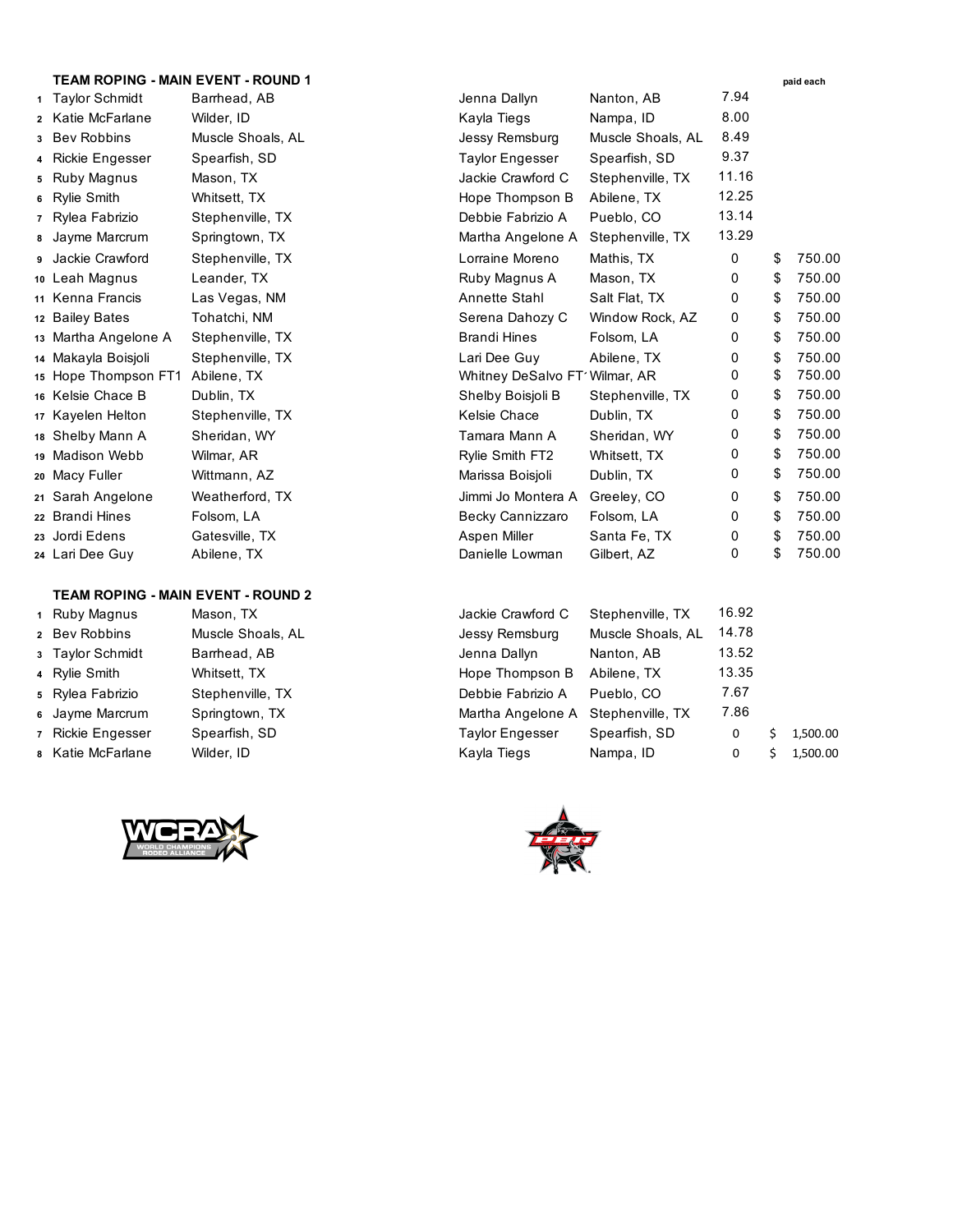### TEAM ROPING - MAIN EVENT - ROUND 1

| | | | | | | | paid each |
|---|---|---|---|---|---|---|---|
| 1 | Taylor Schmidt | Barrhead, AB | Jenna Dallyn | Nanton, AB | 7.94 | | |
| 2 | Katie McFarlane | Wilder, ID | Kayla Tiegs | Nampa, ID | 8.00 | | |
| 3 | Bev Robbins | Muscle Shoals, AL | Jessy Remsburg | Muscle Shoals, AL | 8.49 | | |
| 4 | Rickie Engesser | Spearfish, SD | Taylor Engesser | Spearfish, SD | 9.37 | | |
| 5 | Ruby Magnus | Mason, TX | Jackie Crawford C | Stephenville, TX | 11.16 | | |
| 6 | Rylie Smith | Whitsett, TX | Hope Thompson B | Abilene, TX | 12.25 | | |
| 7 | Rylea Fabrizio | Stephenville, TX | Debbie Fabrizio A | Pueblo, CO | 13.14 | | |
| 8 | Jayme Marcrum | Springtown, TX | Martha Angelone A | Stephenville, TX | 13.29 | | |
| 9 | Jackie Crawford | Stephenville, TX | Lorraine Moreno | Mathis, TX | 0 | $ | 750.00 |
| 10 | Leah Magnus | Leander, TX | Ruby Magnus A | Mason, TX | 0 | $ | 750.00 |
| 11 | Kenna Francis | Las Vegas, NM | Annette Stahl | Salt Flat, TX | 0 | $ | 750.00 |
| 12 | Bailey Bates | Tohatchi, NM | Serena Dahozy C | Window Rock, AZ | 0 | $ | 750.00 |
| 13 | Martha Angelone A | Stephenville, TX | Brandi Hines | Folsom, LA | 0 | $ | 750.00 |
| 14 | Makayla Boisjoli | Stephenville, TX | Lari Dee Guy | Abilene, TX | 0 | $ | 750.00 |
| 15 | Hope Thompson FT1 | Abilene, TX | Whitney DeSalvo FT1 | Wilmar, AR | 0 | $ | 750.00 |
| 16 | Kelsie Chace B | Dublin, TX | Shelby Boisjoli B | Stephenville, TX | 0 | $ | 750.00 |
| 17 | Kayelen Helton | Stephenville, TX | Kelsie Chace | Dublin, TX | 0 | $ | 750.00 |
| 18 | Shelby Mann A | Sheridan, WY | Tamara Mann A | Sheridan, WY | 0 | $ | 750.00 |
| 19 | Madison Webb | Wilmar, AR | Rylie Smith FT2 | Whitsett, TX | 0 | $ | 750.00 |
| 20 | Macy Fuller | Wittmann, AZ | Marissa Boisjoli | Dublin, TX | 0 | $ | 750.00 |
| 21 | Sarah Angelone | Weatherford, TX | Jimmi Jo Montera A | Greeley, CO | 0 | $ | 750.00 |
| 22 | Brandi Hines | Folsom, LA | Becky Cannizzaro | Folsom, LA | 0 | $ | 750.00 |
| 23 | Jordi Edens | Gatesville, TX | Aspen Miller | Santa Fe, TX | 0 | $ | 750.00 |
| 24 | Lari Dee Guy | Abilene, TX | Danielle Lowman | Gilbert, AZ | 0 | $ | 750.00 |

### TEAM ROPING - MAIN EVENT - ROUND 2

| | | | | | | | |
|---|---|---|---|---|---|---|---|
| 1 | Ruby Magnus | Mason, TX | Jackie Crawford C | Stephenville, TX | 16.92 | | |
| 2 | Bev Robbins | Muscle Shoals, AL | Jessy Remsburg | Muscle Shoals, AL | 14.78 | | |
| 3 | Taylor Schmidt | Barrhead, AB | Jenna Dallyn | Nanton, AB | 13.52 | | |
| 4 | Rylie Smith | Whitsett, TX | Hope Thompson B | Abilene, TX | 13.35 | | |
| 5 | Rylea Fabrizio | Stephenville, TX | Debbie Fabrizio A | Pueblo, CO | 7.67 | | |
| 6 | Jayme Marcrum | Springtown, TX | Martha Angelone A | Stephenville, TX | 7.86 | | |
| 7 | Rickie Engesser | Spearfish, SD | Taylor Engesser | Spearfish, SD | 0 | $ | 1,500.00 |
| 8 | Katie McFarlane | Wilder, ID | Kayla Tiegs | Nampa, ID | 0 | $ | 1,500.00 |